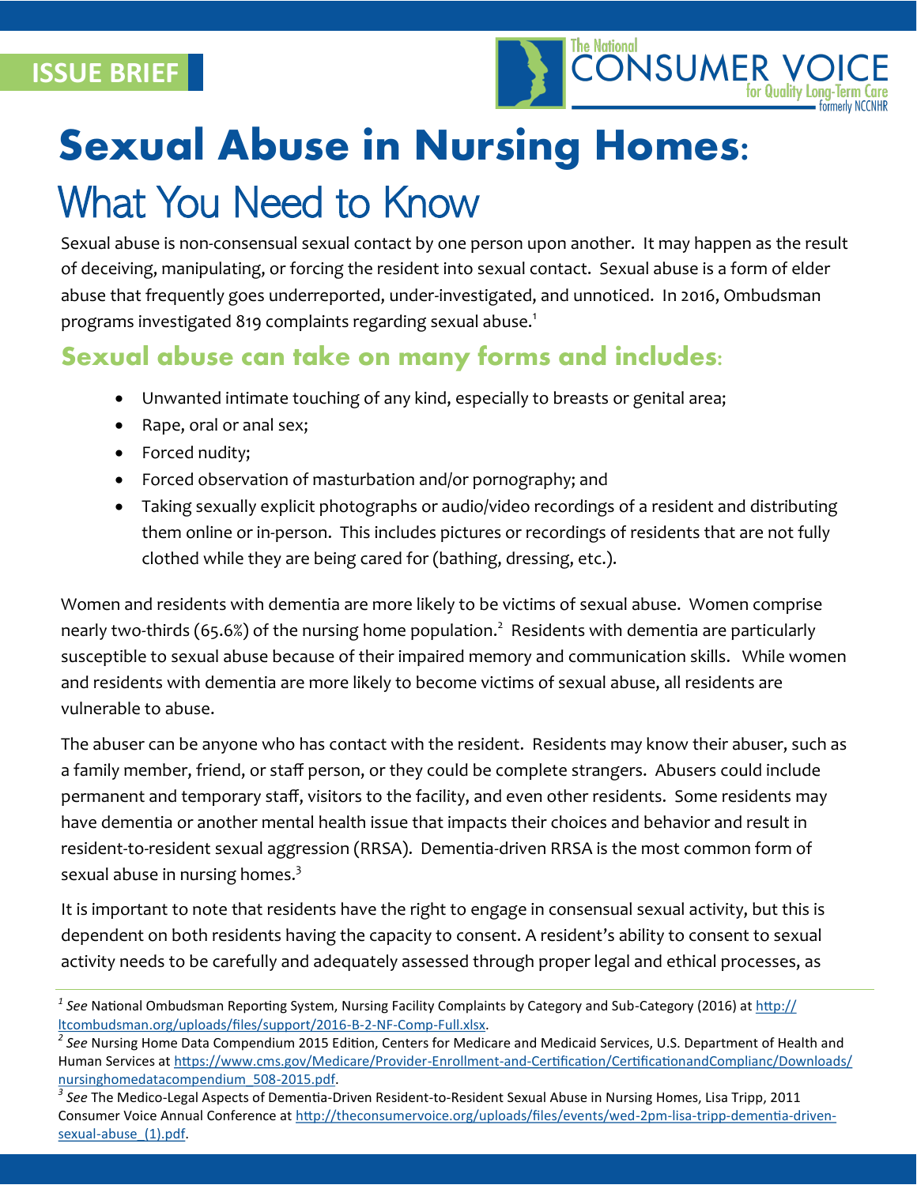ISSUE BRIEF

The National CONSUMER VOICE for Quality Long-Term Care formerly NCCNHR

# Sexual Abuse in Nursing Homes:

## What You Need to Know

Sexual abuse is non-consensual sexual contact by one person upon another. It may happen as the result of deceiving, manipulating, or forcing the resident into sexual contact. Sexual abuse is a form of elder abuse that frequently goes underreported, under-investigated, and unnoticed. In 2016, Ombudsman programs investigated 819 complaints regarding sexual abuse.[1]

### Sexual abuse can take on many forms and includes:

- Unwanted intimate touching of any kind, especially to breasts or genital area;
- Rape, oral or anal sex;
- Forced nudity;
- Forced observation of masturbation and/or pornography; and
- Taking sexually explicit photographs or audio/video recordings of a resident and distributing them online or in-person. This includes pictures or recordings of residents that are not fully clothed while they are being cared for (bathing, dressing, etc.).

Women and residents with dementia are more likely to be victims of sexual abuse. Women comprise nearly two-thirds (65.6%) of the nursing home population.[2] Residents with dementia are particularly susceptible to sexual abuse because of their impaired memory and communication skills. While women and residents with dementia are more likely to become victims of sexual abuse, all residents are vulnerable to abuse.

The abuser can be anyone who has contact with the resident. Residents may know their abuser, such as a family member, friend, or staff person, or they could be complete strangers. Abusers could include permanent and temporary staff, visitors to the facility, and even other residents. Some residents may have dementia or another mental health issue that impacts their choices and behavior and result in resident-to-resident sexual aggression (RRSA). Dementia-driven RRSA is the most common form of sexual abuse in nursing homes.[3]

It is important to note that residents have the right to engage in consensual sexual activity, but this is dependent on both residents having the capacity to consent. A resident's ability to consent to sexual activity needs to be carefully and adequately assessed through proper legal and ethical processes, as

---

[1] *See* National Ombudsman Reporting System, Nursing Facility Complaints by Category and Sub-Category (2016) at http://ltcombudsman.org/uploads/files/support/2016-B-2-NF-Comp-Full.xlsx.

[2] *See* Nursing Home Data Compendium 2015 Edition, Centers for Medicare and Medicaid Services, U.S. Department of Health and Human Services at https://www.cms.gov/Medicare/Provider-Enrollment-and-Certification/CertificationandComplianc/Downloads/nursinghomedatacompendium_508-2015.pdf.

[3] *See* The Medico-Legal Aspects of Dementia-Driven Resident-to-Resident Sexual Abuse in Nursing Homes, Lisa Tripp, 2011 Consumer Voice Annual Conference at http://theconsumervoice.org/uploads/files/events/wed-2pm-lisa-tripp-dementia-driven-sexual-abuse_(1).pdf.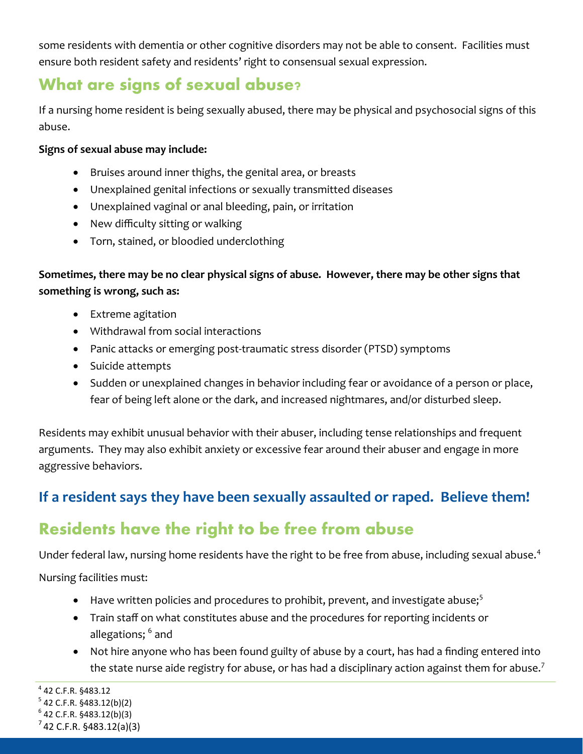some residents with dementia or other cognitive disorders may not be able to consent. Facilities must ensure both resident safety and residents' right to consensual sexual expression.

## What are signs of sexual abuse?

If a nursing home resident is being sexually abused, there may be physical and psychosocial signs of this abuse.

**Signs of sexual abuse may include:**

- Bruises around inner thighs, the genital area, or breasts
- Unexplained genital infections or sexually transmitted diseases
- Unexplained vaginal or anal bleeding, pain, or irritation
- New difficulty sitting or walking
- Torn, stained, or bloodied underclothing

**Sometimes, there may be no clear physical signs of abuse. However, there may be other signs that something is wrong, such as:**

- Extreme agitation
- Withdrawal from social interactions
- Panic attacks or emerging post-traumatic stress disorder (PTSD) symptoms
- Suicide attempts
- Sudden or unexplained changes in behavior including fear or avoidance of a person or place, fear of being left alone or the dark, and increased nightmares, and/or disturbed sleep.

Residents may exhibit unusual behavior with their abuser, including tense relationships and frequent arguments. They may also exhibit anxiety or excessive fear around their abuser and engage in more aggressive behaviors.

### If a resident says they have been sexually assaulted or raped. Believe them!

## Residents have the right to be free from abuse

Under federal law, nursing home residents have the right to be free from abuse, including sexual abuse.[4]

Nursing facilities must:

- Have written policies and procedures to prohibit, prevent, and investigate abuse;[5]
- Train staff on what constitutes abuse and the procedures for reporting incidents or allegations; [6] and
- Not hire anyone who has been found guilty of abuse by a court, has had a finding entered into the state nurse aide registry for abuse, or has had a disciplinary action against them for abuse.[7]

[4] 42 C.F.R. §483.12
[5] 42 C.F.R. §483.12(b)(2)
[6] 42 C.F.R. §483.12(b)(3)
[7] 42 C.F.R. §483.12(a)(3)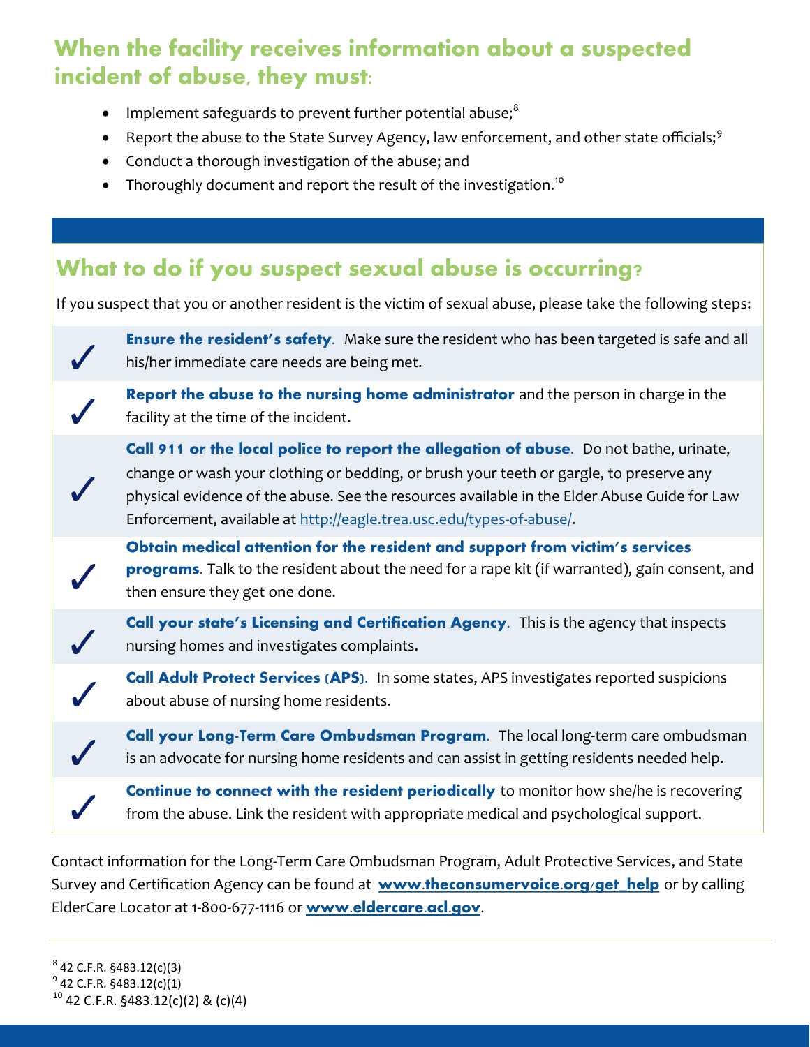## When the facility receives information about a suspected incident of abuse, they must:

- Implement safeguards to prevent further potential abuse;[8]
- Report the abuse to the State Survey Agency, law enforcement, and other state officials;[9]
- Conduct a thorough investigation of the abuse; and
- Thoroughly document and report the result of the investigation.[10]

## What to do if you suspect sexual abuse is occurring?

If you suspect that you or another resident is the victim of sexual abuse, please take the following steps:

- ✓ **Ensure the resident's safety**. Make sure the resident who has been targeted is safe and all his/her immediate care needs are being met.
- ✓ **Report the abuse to the nursing home administrator** and the person in charge in the facility at the time of the incident.
- ✓ **Call 911 or the local police to report the allegation of abuse**. Do not bathe, urinate, change or wash your clothing or bedding, or brush your teeth or gargle, to preserve any physical evidence of the abuse. See the resources available in the Elder Abuse Guide for Law Enforcement, available at http://eagle.trea.usc.edu/types-of-abuse/.
- ✓ **Obtain medical attention for the resident and support from victim's services programs**. Talk to the resident about the need for a rape kit (if warranted), gain consent, and then ensure they get one done.
- ✓ **Call your state's Licensing and Certification Agency**. This is the agency that inspects nursing homes and investigates complaints.
- ✓ **Call Adult Protect Services (APS)**. In some states, APS investigates reported suspicions about abuse of nursing home residents.
- ✓ **Call your Long-Term Care Ombudsman Program**. The local long-term care ombudsman is an advocate for nursing home residents and can assist in getting residents needed help.
- ✓ **Continue to connect with the resident periodically** to monitor how she/he is recovering from the abuse. Link the resident with appropriate medical and psychological support.

Contact information for the Long-Term Care Ombudsman Program, Adult Protective Services, and State Survey and Certification Agency can be found at **www.theconsumervoice.org/get_help** or by calling ElderCare Locator at 1-800-677-1116 or **www.eldercare.acl.gov**.

---

[8] 42 C.F.R. §483.12(c)(3)
[9] 42 C.F.R. §483.12(c)(1)
[10] 42 C.F.R. §483.12(c)(2) & (c)(4)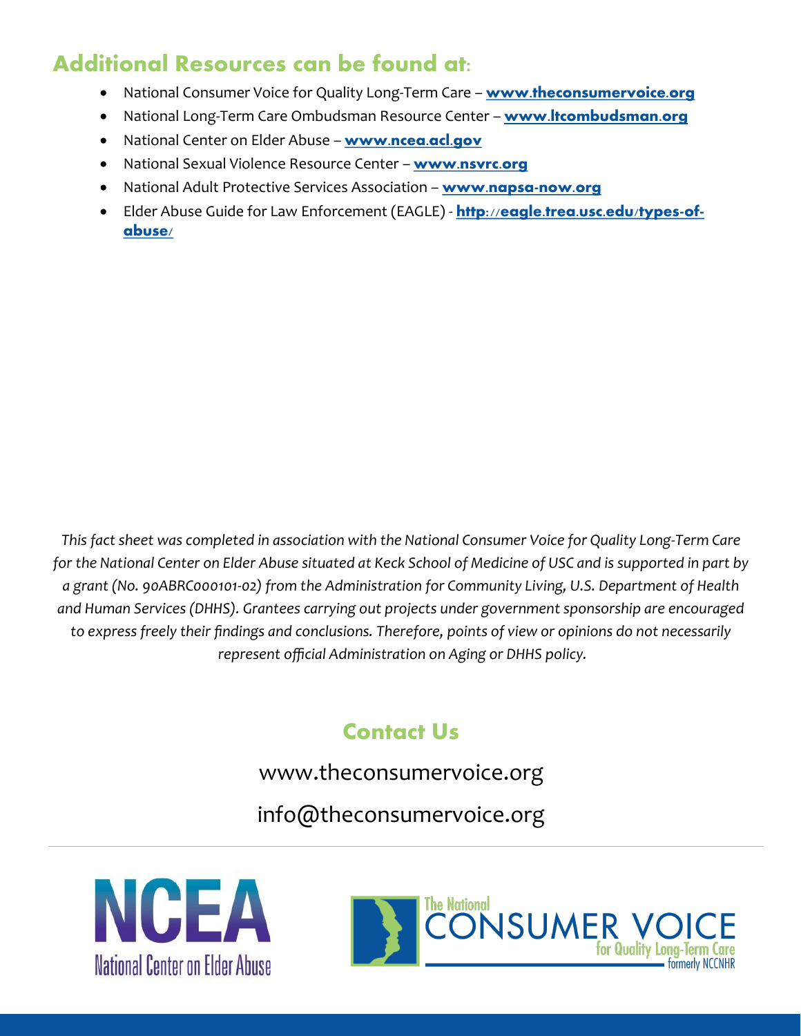## Additional Resources can be found at:

- National Consumer Voice for Quality Long-Term Care – **www.theconsumervoice.org**
- National Long-Term Care Ombudsman Resource Center – **www.ltcombudsman.org**
- National Center on Elder Abuse – **www.ncea.acl.gov**
- National Sexual Violence Resource Center – **www.nsvrc.org**
- National Adult Protective Services Association – **www.napsa-now.org**
- Elder Abuse Guide for Law Enforcement (EAGLE) - **http://eagle.trea.usc.edu/types-of-abuse/**

*This fact sheet was completed in association with the National Consumer Voice for Quality Long-Term Care for the National Center on Elder Abuse situated at Keck School of Medicine of USC and is supported in part by a grant (No. 90ABRC000101-02) from the Administration for Community Living, U.S. Department of Health and Human Services (DHHS). Grantees carrying out projects under government sponsorship are encouraged to express freely their findings and conclusions. Therefore, points of view or opinions do not necessarily represent official Administration on Aging or DHHS policy.*

## Contact Us

www.theconsumervoice.org

info@theconsumervoice.org

NCEA
National Center on Elder Abuse

The National CONSUMER VOICE for Quality Long-Term Care
formerly NCCNHR